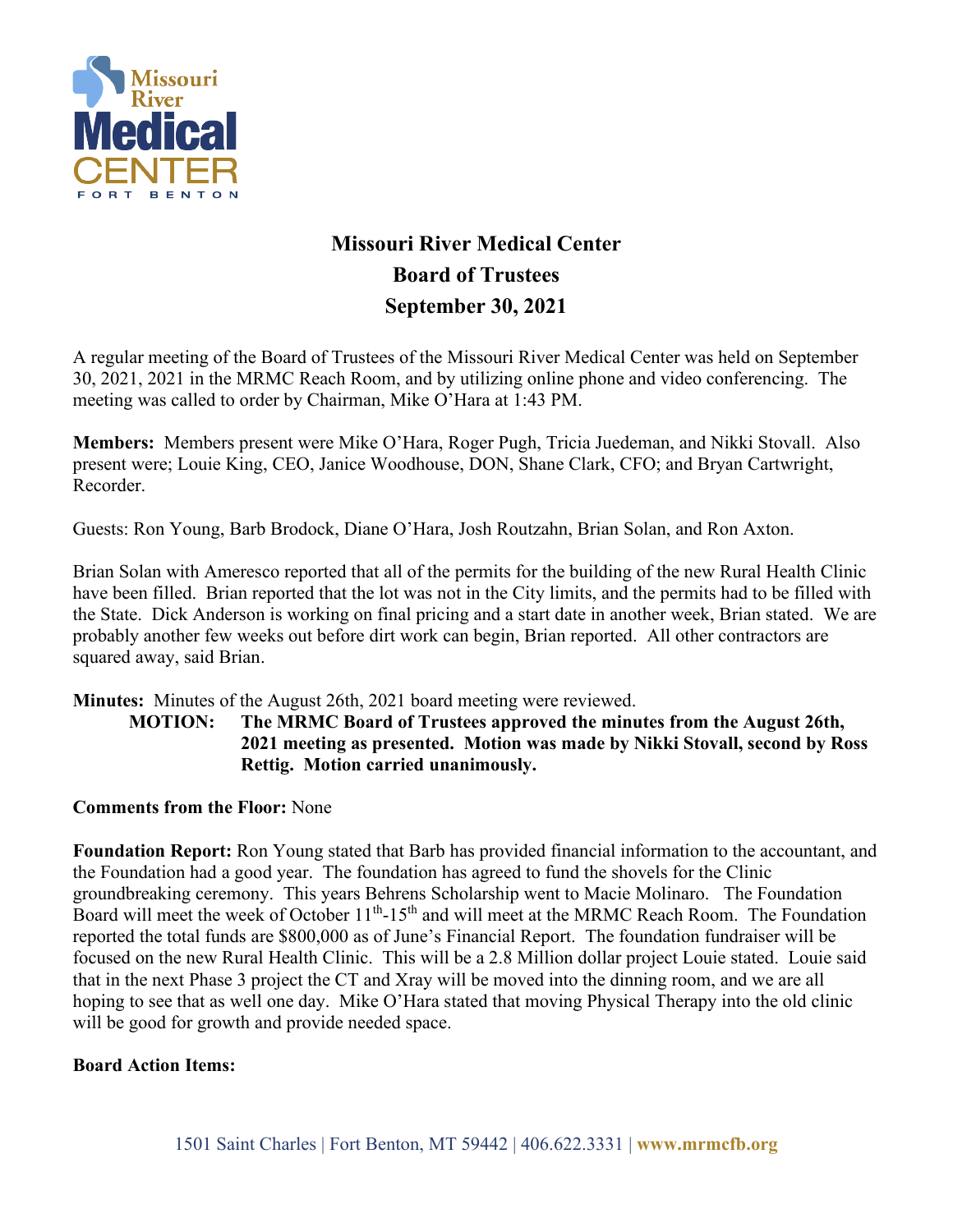# Missouri River Medical Center
## Board of Trustees
## September 30, 2021

A regular meeting of the Board of Trustees of the Missouri River Medical Center was held on September 30, 2021, 2021 in the MRMC Reach Room, and by utilizing online phone and video conferencing. The meeting was called to order by Chairman, Mike O'Hara at 1:43 PM.

**Members:** Members present were Mike O'Hara, Roger Pugh, Tricia Juedeman, and Nikki Stovall. Also present were; Louie King, CEO, Janice Woodhouse, DON, Shane Clark, CFO; and Bryan Cartwright, Recorder.

Guests: Ron Young, Barb Brodock, Diane O'Hara, Josh Routzahn, Brian Solan, and Ron Axton.

Brian Solan with Ameresco reported that all of the permits for the building of the new Rural Health Clinic have been filled. Brian reported that the lot was not in the City limits, and the permits had to be filled with the State. Dick Anderson is working on final pricing and a start date in another week, Brian stated. We are probably another few weeks out before dirt work can begin, Brian reported. All other contractors are squared away, said Brian.

**Minutes:** Minutes of the August 26th, 2021 board meeting were reviewed.

> **MOTION: The MRMC Board of Trustees approved the minutes from the August 26th, 2021 meeting as presented. Motion was made by Nikki Stovall, second by Ross Rettig. Motion carried unanimously.**

**Comments from the Floor:** None

**Foundation Report:** Ron Young stated that Barb has provided financial information to the accountant, and the Foundation had a good year. The foundation has agreed to fund the shovels for the Clinic groundbreaking ceremony. This years Behrens Scholarship went to Macie Molinaro. The Foundation Board will meet the week of October 11th-15th and will meet at the MRMC Reach Room. The Foundation reported the total funds are $800,000 as of June's Financial Report. The foundation fundraiser will be focused on the new Rural Health Clinic. This will be a 2.8 Million dollar project Louie stated. Louie said that in the next Phase 3 project the CT and Xray will be moved into the dinning room, and we are all hoping to see that as well one day. Mike O'Hara stated that moving Physical Therapy into the old clinic will be good for growth and provide needed space.

**Board Action Items:**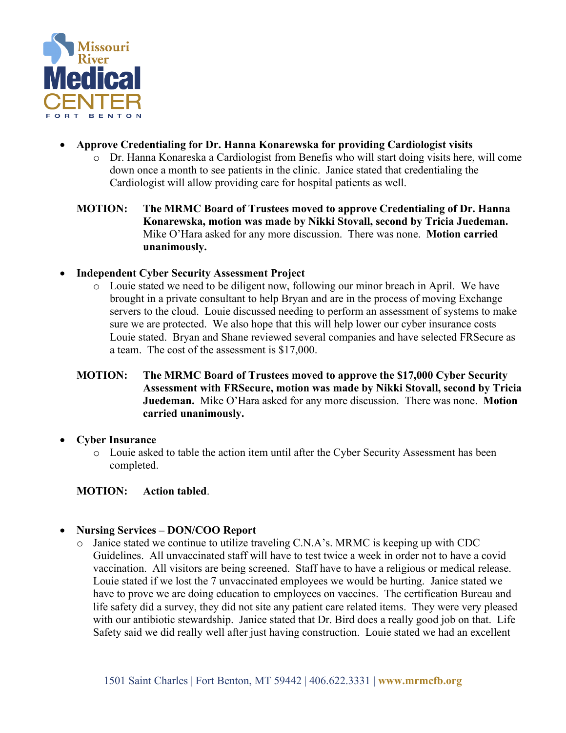- **Approve Credentialing for Dr. Hanna Konarewska for providing Cardiologist visits**
  - Dr. Hanna Konareska a Cardiologist from Benefis who will start doing visits here, will come down once a month to see patients in the clinic. Janice stated that credentialing the Cardiologist will allow providing care for hospital patients as well.

**MOTION:** **The MRMC Board of Trustees moved to approve Credentialing of Dr. Hanna Konarewska, motion was made by Nikki Stovall, second by Tricia Juedeman.** Mike O'Hara asked for any more discussion. There was none. **Motion carried unanimously.**

- **Independent Cyber Security Assessment Project**
  - Louie stated we need to be diligent now, following our minor breach in April. We have brought in a private consultant to help Bryan and are in the process of moving Exchange servers to the cloud. Louie discussed needing to perform an assessment of systems to make sure we are protected. We also hope that this will help lower our cyber insurance costs Louie stated. Bryan and Shane reviewed several companies and have selected FRSecure as a team. The cost of the assessment is $17,000.

**MOTION:** **The MRMC Board of Trustees moved to approve the $17,000 Cyber Security Assessment with FRSecure, motion was made by Nikki Stovall, second by Tricia Juedeman.** Mike O'Hara asked for any more discussion. There was none. **Motion carried unanimously.**

- **Cyber Insurance**
  - Louie asked to table the action item until after the Cyber Security Assessment has been completed.

**MOTION:** **Action tabled**.

- **Nursing Services – DON/COO Report**
  - Janice stated we continue to utilize traveling C.N.A's. MRMC is keeping up with CDC Guidelines. All unvaccinated staff will have to test twice a week in order not to have a covid vaccination. All visitors are being screened. Staff have to have a religious or medical release. Louie stated if we lost the 7 unvaccinated employees we would be hurting. Janice stated we have to prove we are doing education to employees on vaccines. The certification Bureau and life safety did a survey, they did not site any patient care related items. They were very pleased with our antibiotic stewardship. Janice stated that Dr. Bird does a really good job on that. Life Safety said we did really well after just having construction. Louie stated we had an excellent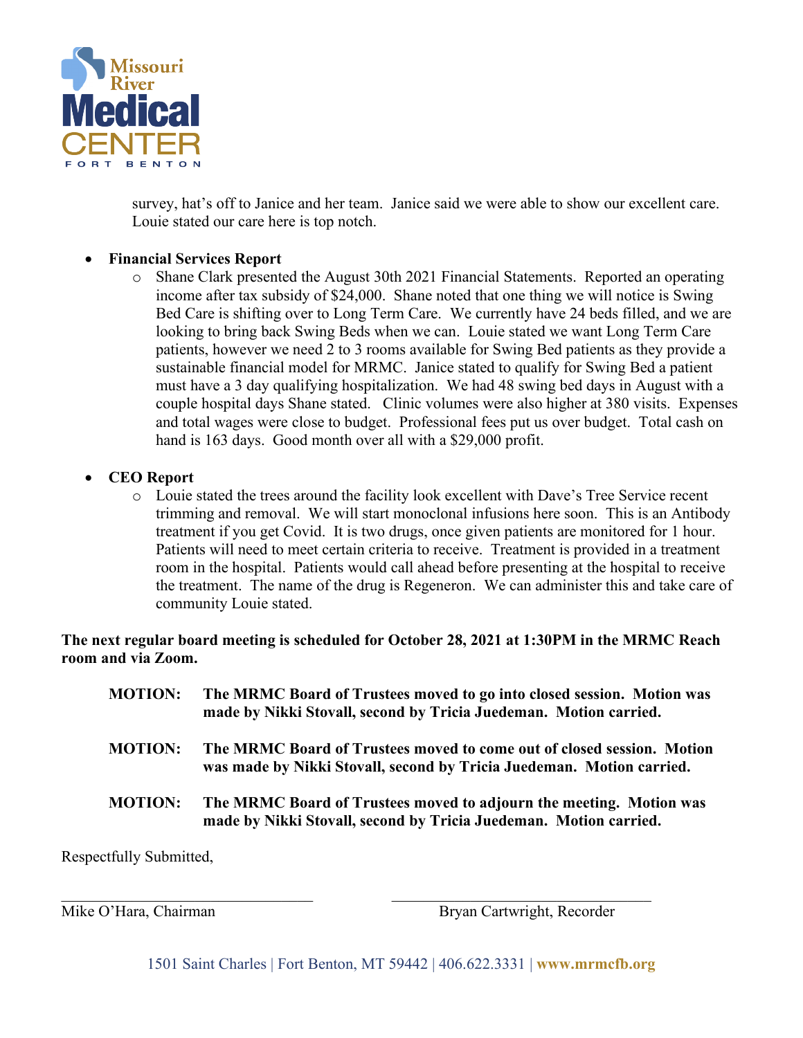survey, hat's off to Janice and her team. Janice said we were able to show our excellent care. Louie stated our care here is top notch.

- **Financial Services Report**
  - Shane Clark presented the August 30th 2021 Financial Statements. Reported an operating income after tax subsidy of $24,000. Shane noted that one thing we will notice is Swing Bed Care is shifting over to Long Term Care. We currently have 24 beds filled, and we are looking to bring back Swing Beds when we can. Louie stated we want Long Term Care patients, however we need 2 to 3 rooms available for Swing Bed patients as they provide a sustainable financial model for MRMC. Janice stated to qualify for Swing Bed a patient must have a 3 day qualifying hospitalization. We had 48 swing bed days in August with a couple hospital days Shane stated. Clinic volumes were also higher at 380 visits. Expenses and total wages were close to budget. Professional fees put us over budget. Total cash on hand is 163 days. Good month over all with a $29,000 profit.

- **CEO Report**
  - Louie stated the trees around the facility look excellent with Dave's Tree Service recent trimming and removal. We will start monoclonal infusions here soon. This is an Antibody treatment if you get Covid. It is two drugs, once given patients are monitored for 1 hour. Patients will need to meet certain criteria to receive. Treatment is provided in a treatment room in the hospital. Patients would call ahead before presenting at the hospital to receive the treatment. The name of the drug is Regeneron. We can administer this and take care of community Louie stated.

**The next regular board meeting is scheduled for October 28, 2021 at 1:30PM in the MRMC Reach room and via Zoom.**

**MOTION: The MRMC Board of Trustees moved to go into closed session. Motion was made by Nikki Stovall, second by Tricia Juedeman. Motion carried.**

**MOTION: The MRMC Board of Trustees moved to come out of closed session. Motion was made by Nikki Stovall, second by Tricia Juedeman. Motion carried.**

**MOTION: The MRMC Board of Trustees moved to adjourn the meeting. Motion was made by Nikki Stovall, second by Tricia Juedeman. Motion carried.**

Respectfully Submitted,

\_\_\_\_\_\_\_\_\_\_\_\_\_\_\_\_\_\_\_\_\_\_\_\_\_\_\_\_\_\_ \_\_\_\_\_\_\_\_\_\_\_\_\_\_\_\_\_\_\_\_\_\_\_\_\_\_\_\_\_\_

Mike O'Hara, Chairman Bryan Cartwright, Recorder